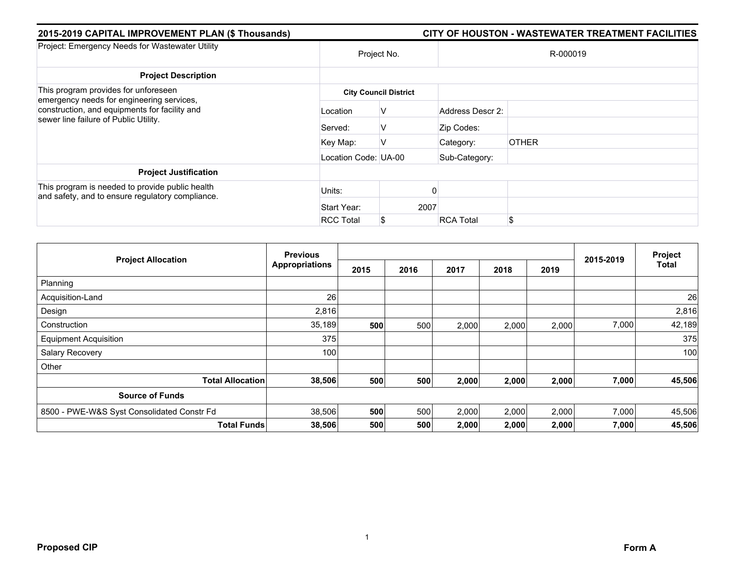## 2015-2019 CAPITAL IMPROVEMENT PLAN ($ Thousands)

## CITY OF HOUSTON - WASTEWATER TREATMENT FACILITIES

| Project: Emergency Needs for Wastewater Utility | Project No. | | R-000019 | |
|---|---|---|---|---|
| **Project Description** | | | | |
| This program provides for unforeseen emergency needs for engineering services, construction, and equipments for facility and sewer line failure of Public Utility. | **City Council District** | | | |
| | Location | V | Address Descr 2: | |
| | Served: | V | Zip Codes: | |
| | Key Map: | V | Category: | OTHER |
| | Location Code: | UA-00 | Sub-Category: | |
| **Project Justification** | | | | |
| This program is needed to provide public health and safety, and to ensure regulatory compliance. | Units: | 0 | | |
| | Start Year: | 2007 | | |
| | RCC Total | $ | RCA Total | $ |

| Project Allocation | Previous Appropriations | 2015 | 2016 | 2017 | 2018 | 2019 | 2015-2019 | Project Total |
|---|---|---|---|---|---|---|---|---|
| Planning | | | | | | | | |
| Acquisition-Land | 26 | | | | | | | 26 |
| Design | 2,816 | | | | | | | 2,816 |
| Construction | 35,189 | **500** | 500 | 2,000 | 2,000 | 2,000 | 7,000 | 42,189 |
| Equipment Acquisition | 375 | | | | | | | 375 |
| Salary Recovery | 100 | | | | | | | 100 |
| Other | | | | | | | | |
| **Total Allocation** | **38,506** | **500** | **500** | **2,000** | **2,000** | **2,000** | **7,000** | **45,506** |
| **Source of Funds** | | | | | | | | |
| 8500 - PWE-W&S Syst Consolidated Constr Fd | 38,506 | **500** | 500 | 2,000 | 2,000 | 2,000 | 7,000 | 45,506 |
| **Total Funds** | **38,506** | **500** | **500** | **2,000** | **2,000** | **2,000** | **7,000** | **45,506** |

**Proposed CIP**

**Form A**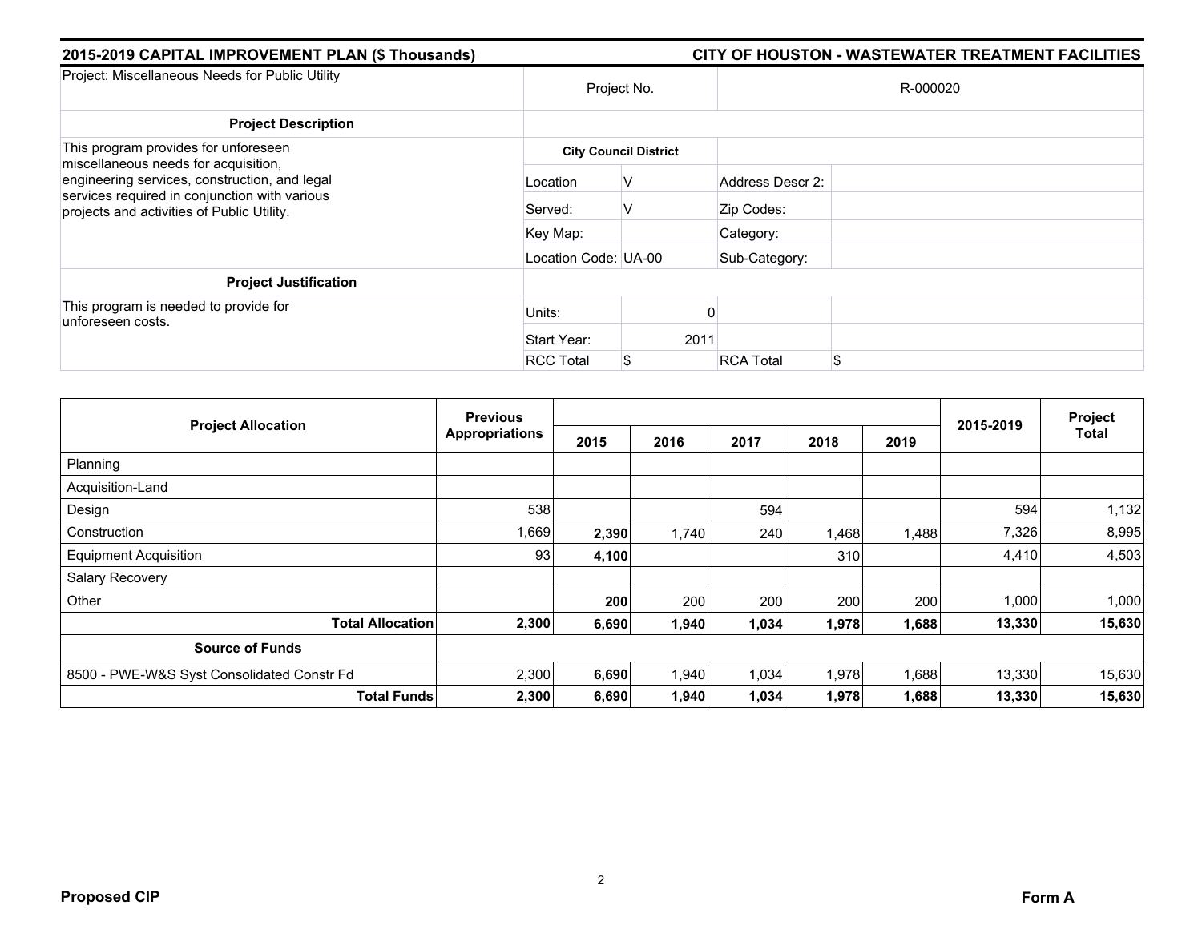**2015-2019 CAPITAL IMPROVEMENT PLAN ($ Thousands)** — **CITY OF HOUSTON - WASTEWATER TREATMENT FACILITIES**

| Project: Miscellaneous Needs for Public Utility | Project No. | | R-000020 | |
|---|---|---|---|---|
| **Project Description** | | | | |
| This program provides for unforeseen miscellaneous needs for acquisition, engineering services, construction, and legal services required in conjunction with various projects and activities of Public Utility. | **City Council District** | | | |
| | Location | V | Address Descr 2: | |
| | Served: | V | Zip Codes: | |
| | Key Map: | | Category: | |
| | Location Code: | UA-00 | Sub-Category: | |
| **Project Justification** | | | | |
| This program is needed to provide for unforeseen costs. | Units: | 0 | | |
| | Start Year: | 2011 | | |
| | RCC Total | $ | RCA Total | $ |

| Project Allocation | Previous Appropriations | 2015 | 2016 | 2017 | 2018 | 2019 | 2015-2019 | Project Total |
|---|---|---|---|---|---|---|---|---|
| Planning | | | | | | | | |
| Acquisition-Land | | | | | | | | |
| Design | 538 | | | 594 | | | 594 | 1,132 |
| Construction | 1,669 | **2,390** | 1,740 | 240 | 1,468 | 1,488 | 7,326 | 8,995 |
| Equipment Acquisition | 93 | **4,100** | | | 310 | | 4,410 | 4,503 |
| Salary Recovery | | | | | | | | |
| Other | | **200** | 200 | 200 | 200 | 200 | 1,000 | 1,000 |
| **Total Allocation** | **2,300** | **6,690** | **1,940** | **1,034** | **1,978** | **1,688** | **13,330** | **15,630** |
| **Source of Funds** | | | | | | | | |
| 8500 - PWE-W&S Syst Consolidated Constr Fd | 2,300 | **6,690** | 1,940 | 1,034 | 1,978 | 1,688 | 13,330 | 15,630 |
| **Total Funds** | **2,300** | **6,690** | **1,940** | **1,034** | **1,978** | **1,688** | **13,330** | **15,630** |

**Proposed CIP** — **Form A**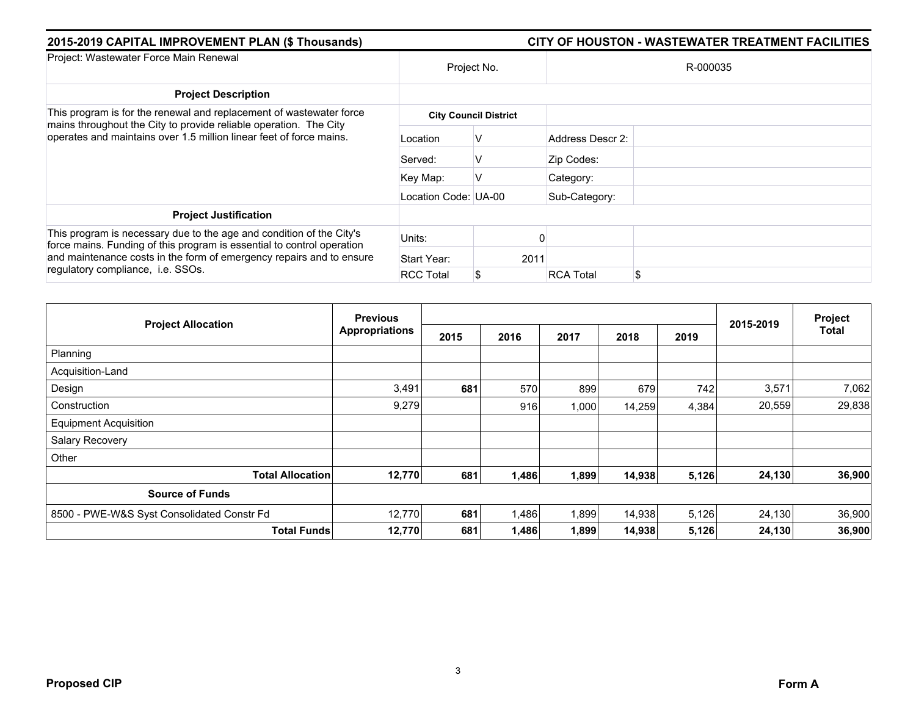**2015-2019 CAPITAL IMPROVEMENT PLAN ($ Thousands)** | **CITY OF HOUSTON - WASTEWATER TREATMENT FACILITIES**

| Project: Wastewater Force Main Renewal | Project No. | | R-000035 | |
|---|---|---|---|---|
| **Project Description** | | | | |
| This program is for the renewal and replacement of wastewater force mains throughout the City to provide reliable operation. The City operates and maintains over 1.5 million linear feet of force mains. | **City Council District** | | | |
| | Location | V | Address Descr 2: | |
| | Served: | V | Zip Codes: | |
| | Key Map: | V | Category: | |
| | Location Code: UA-00 | | Sub-Category: | |
| **Project Justification** | | | | |
| This program is necessary due to the age and condition of the City's force mains. Funding of this program is essential to control operation and maintenance costs in the form of emergency repairs and to ensure regulatory compliance, i.e. SSOs. | Units: | 0 | | |
| | Start Year: | 2011 | | |
| | RCC Total | $ | RCA Total | $ |

| Project Allocation | Previous Appropriations | 2015 | 2016 | 2017 | 2018 | 2019 | 2015-2019 | Project Total |
|---|---|---|---|---|---|---|---|---|
| Planning | | | | | | | | |
| Acquisition-Land | | | | | | | | |
| Design | 3,491 | **681** | 570 | 899 | 679 | 742 | 3,571 | 7,062 |
| Construction | 9,279 | | 916 | 1,000 | 14,259 | 4,384 | 20,559 | 29,838 |
| Equipment Acquisition | | | | | | | | |
| Salary Recovery | | | | | | | | |
| Other | | | | | | | | |
| **Total Allocation** | **12,770** | **681** | **1,486** | **1,899** | **14,938** | **5,126** | **24,130** | **36,900** |
| **Source of Funds** | | | | | | | | |
| 8500 - PWE-W&S Syst Consolidated Constr Fd | 12,770 | **681** | 1,486 | 1,899 | 14,938 | 5,126 | 24,130 | 36,900 |
| **Total Funds** | **12,770** | **681** | **1,486** | **1,899** | **14,938** | **5,126** | **24,130** | **36,900** |

**Proposed CIP** | **Form A**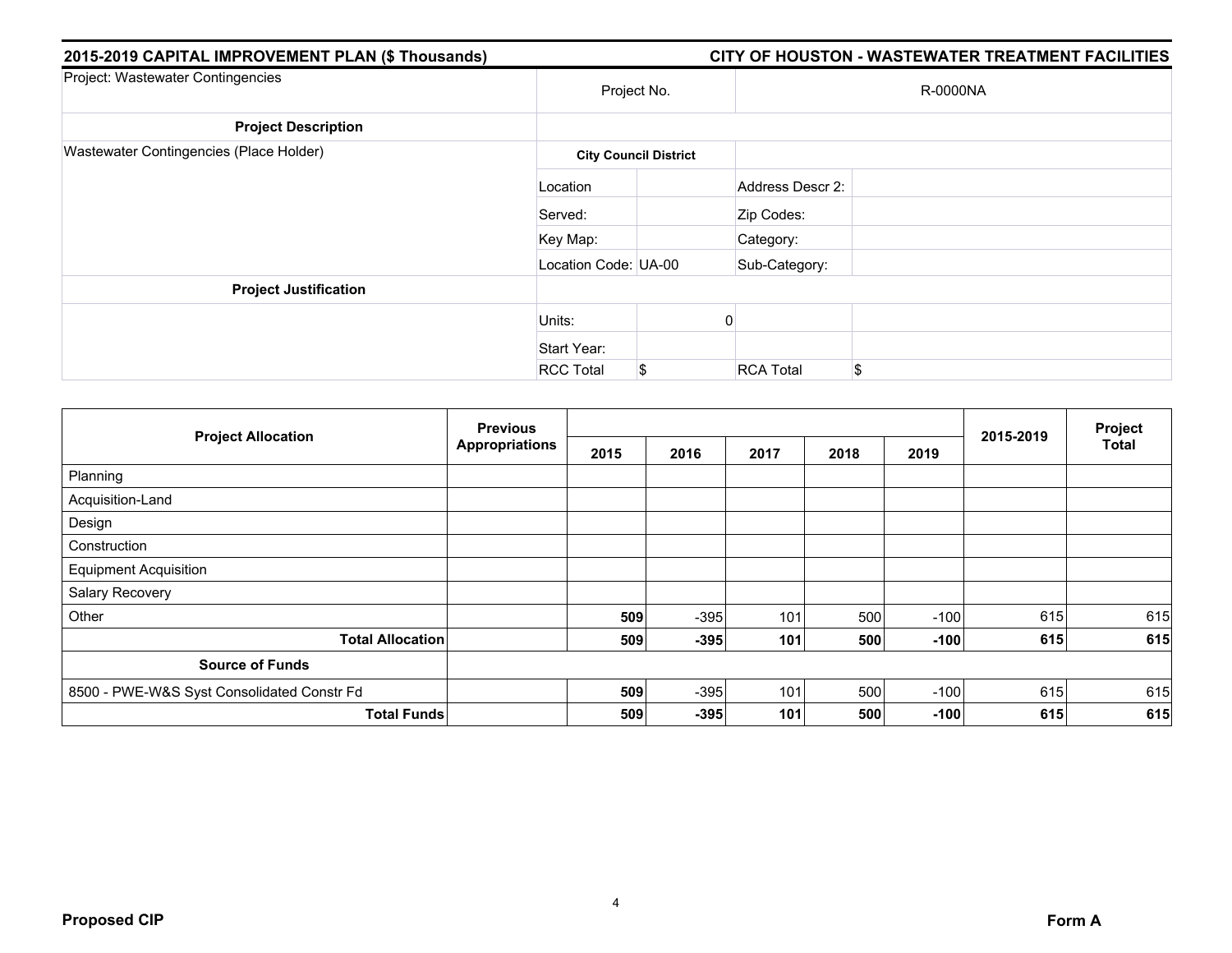**2015-2019 CAPITAL IMPROVEMENT PLAN ($ Thousands)** | **CITY OF HOUSTON - WASTEWATER TREATMENT FACILITIES**

| Project: Wastewater Contingencies | Project No. | | R-0000NA | |
|---|---|---|---|---|
| **Project Description** | | | | |
| Wastewater Contingencies (Place Holder) | **City Council District** | | | |
| | Location | | Address Descr 2: | |
| | Served: | | Zip Codes: | |
| | Key Map: | | Category: | |
| | Location Code: UA-00 | | Sub-Category: | |
| **Project Justification** | | | | |
| | Units: | 0 | | |
| | Start Year: | | | |
| | RCC Total | $ | RCA Total | $ |

| Project Allocation | Previous Appropriations | 2015 | 2016 | 2017 | 2018 | 2019 | 2015-2019 | Project Total |
|---|---|---|---|---|---|---|---|---|
| Planning | | | | | | | | |
| Acquisition-Land | | | | | | | | |
| Design | | | | | | | | |
| Construction | | | | | | | | |
| Equipment Acquisition | | | | | | | | |
| Salary Recovery | | | | | | | | |
| Other | | **509** | -395 | 101 | 500 | -100 | 615 | 615 |
| **Total Allocation** | | **509** | **-395** | **101** | **500** | **-100** | **615** | **615** |
| **Source of Funds** | | | | | | | | |
| 8500 - PWE-W&S Syst Consolidated Constr Fd | | **509** | -395 | 101 | 500 | -100 | 615 | 615 |
| **Total Funds** | | **509** | **-395** | **101** | **500** | **-100** | **615** | **615** |

**Proposed CIP** | **Form A**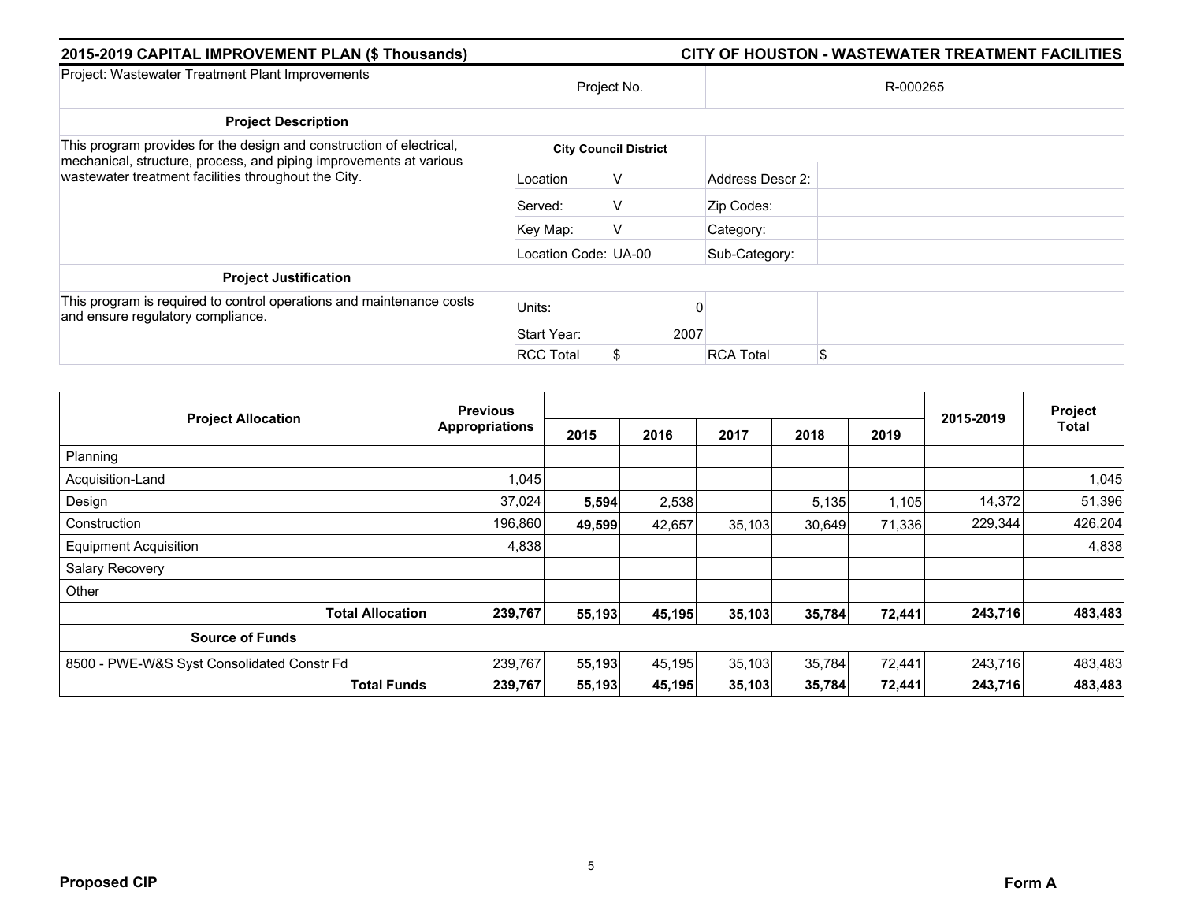## 2015-2019 CAPITAL IMPROVEMENT PLAN ($ Thousands)

## CITY OF HOUSTON - WASTEWATER TREATMENT FACILITIES

| Project: Wastewater Treatment Plant Improvements | Project No. | | R-000265 | |
|---|---|---|---|---|
| **Project Description** | | | | |
| This program provides for the design and construction of electrical, mechanical, structure, process, and piping improvements at various wastewater treatment facilities throughout the City. | **City Council District** | | | |
| | Location | V | Address Descr 2: | |
| | Served: | V | Zip Codes: | |
| | Key Map: | V | Category: | |
| | Location Code: | UA-00 | Sub-Category: | |
| **Project Justification** | | | | |
| This program is required to control operations and maintenance costs and ensure regulatory compliance. | Units: | 0 | | |
| | Start Year: | 2007 | | |
| | RCC Total | $ | RCA Total | $ |

| Project Allocation | Previous Appropriations | 2015 | 2016 | 2017 | 2018 | 2019 | 2015-2019 | Project Total |
|---|---|---|---|---|---|---|---|---|
| Planning | | | | | | | | |
| Acquisition-Land | 1,045 | | | | | | | 1,045 |
| Design | 37,024 | **5,594** | 2,538 | | 5,135 | 1,105 | 14,372 | 51,396 |
| Construction | 196,860 | **49,599** | 42,657 | 35,103 | 30,649 | 71,336 | 229,344 | 426,204 |
| Equipment Acquisition | 4,838 | | | | | | | 4,838 |
| Salary Recovery | | | | | | | | |
| Other | | | | | | | | |
| **Total Allocation** | **239,767** | **55,193** | **45,195** | **35,103** | **35,784** | **72,441** | **243,716** | **483,483** |
| **Source of Funds** | | | | | | | | |
| 8500 - PWE-W&S Syst Consolidated Constr Fd | 239,767 | **55,193** | 45,195 | 35,103 | 35,784 | 72,441 | 243,716 | 483,483 |
| **Total Funds** | **239,767** | **55,193** | **45,195** | **35,103** | **35,784** | **72,441** | **243,716** | **483,483** |

**Proposed CIP**

**Form A**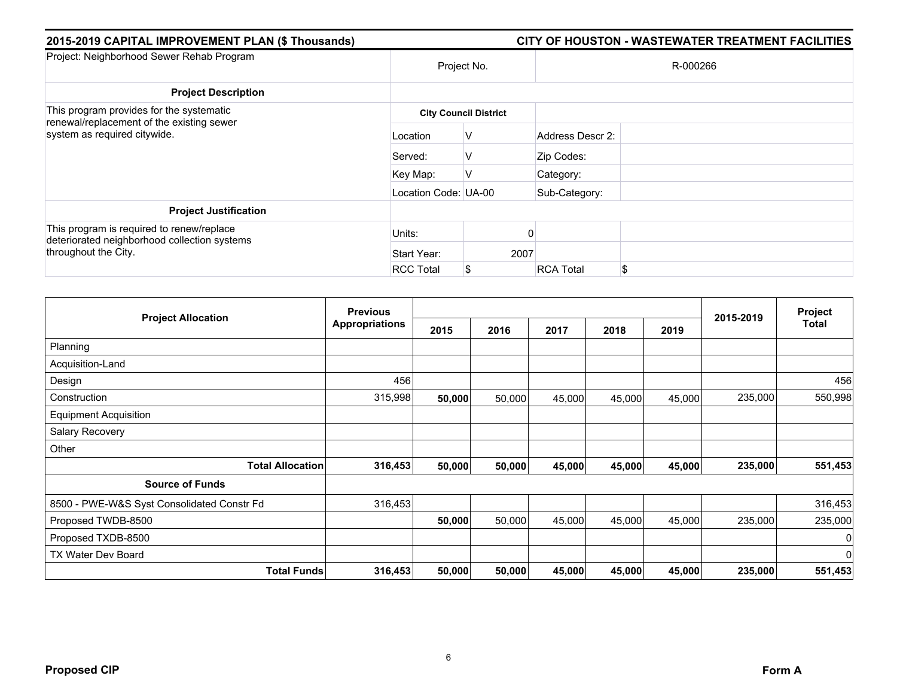## 2015-2019 CAPITAL IMPROVEMENT PLAN ($ Thousands) — CITY OF HOUSTON - WASTEWATER TREATMENT FACILITIES

| Project: Neighborhood Sewer Rehab Program | Project No. | | R-000266 | |
|---|---|---|---|---|
| **Project Description** | | | | |
| This program provides for the systematic renewal/replacement of the existing sewer system as required citywide. | **City Council District** | | | |
| | Location | V | Address Descr 2: | |
| | Served: | V | Zip Codes: | |
| | Key Map: | V | Category: | |
| | Location Code: | UA-00 | Sub-Category: | |
| **Project Justification** | | | | |
| This program is required to renew/replace deteriorated neighborhood collection systems throughout the City. | Units: | 0 | | |
| | Start Year: | 2007 | | |
| | RCC Total | $ | RCA Total | $ |

| Project Allocation | Previous Appropriations | 2015 | 2016 | 2017 | 2018 | 2019 | 2015-2019 | Project Total |
|---|---|---|---|---|---|---|---|---|
| Planning | | | | | | | | |
| Acquisition-Land | | | | | | | | |
| Design | 456 | | | | | | | 456 |
| Construction | 315,998 | **50,000** | 50,000 | 45,000 | 45,000 | 45,000 | 235,000 | 550,998 |
| Equipment Acquisition | | | | | | | | |
| Salary Recovery | | | | | | | | |
| Other | | | | | | | | |
| **Total Allocation** | **316,453** | **50,000** | **50,000** | **45,000** | **45,000** | **45,000** | **235,000** | **551,453** |
| **Source of Funds** | | | | | | | | |
| 8500 - PWE-W&S Syst Consolidated Constr Fd | 316,453 | | | | | | | 316,453 |
| Proposed TWDB-8500 | | **50,000** | 50,000 | 45,000 | 45,000 | 45,000 | 235,000 | 235,000 |
| Proposed TXDB-8500 | | | | | | | | 0 |
| TX Water Dev Board | | | | | | | | 0 |
| **Total Funds** | **316,453** | **50,000** | **50,000** | **45,000** | **45,000** | **45,000** | **235,000** | **551,453** |

**Proposed CIP** — **Form A**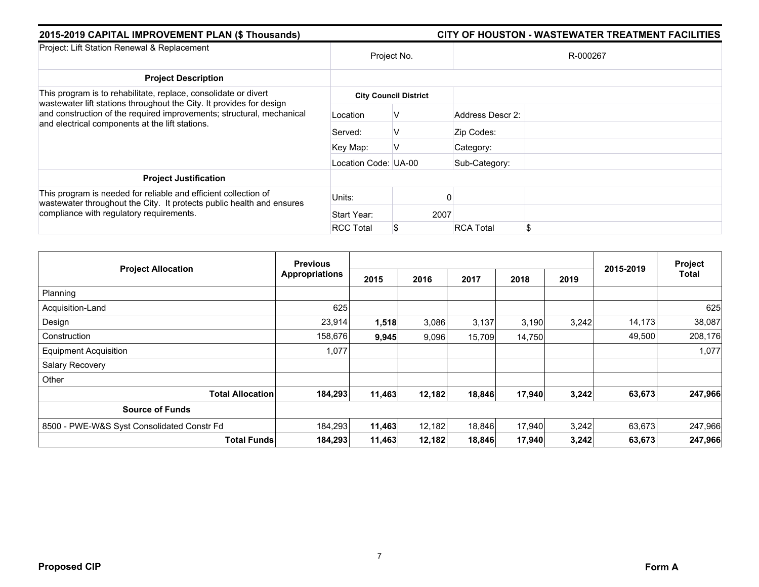## 2015-2019 CAPITAL IMPROVEMENT PLAN ($ Thousands)

## CITY OF HOUSTON - WASTEWATER TREATMENT FACILITIES

| Project: Lift Station Renewal & Replacement | Project No. | | R-000267 | |
|---|---|---|---|---|
| **Project Description** | | | | |
| This program is to rehabilitate, replace, consolidate or divert wastewater lift stations throughout the City. It provides for design and construction of the required improvements; structural, mechanical and electrical components at the lift stations. | **City Council District** | | | |
| | Location | V | Address Descr 2: | |
| | Served: | V | Zip Codes: | |
| | Key Map: | V | Category: | |
| | Location Code: | UA-00 | Sub-Category: | |
| **Project Justification** | | | | |
| This program is needed for reliable and efficient collection of wastewater throughout the City. It protects public health and ensures compliance with regulatory requirements. | Units: | 0 | | |
| | Start Year: | 2007 | | |
| | RCC Total | $ | RCA Total | $ |

| Project Allocation | Previous Appropriations | 2015 | 2016 | 2017 | 2018 | 2019 | 2015-2019 | Project Total |
|---|---|---|---|---|---|---|---|---|
| Planning | | | | | | | | |
| Acquisition-Land | 625 | | | | | | | 625 |
| Design | 23,914 | **1,518** | 3,086 | 3,137 | 3,190 | 3,242 | 14,173 | 38,087 |
| Construction | 158,676 | **9,945** | 9,096 | 15,709 | 14,750 | | 49,500 | 208,176 |
| Equipment Acquisition | 1,077 | | | | | | | 1,077 |
| Salary Recovery | | | | | | | | |
| Other | | | | | | | | |
| **Total Allocation** | **184,293** | **11,463** | **12,182** | **18,846** | **17,940** | **3,242** | **63,673** | **247,966** |
| **Source of Funds** | | | | | | | | |
| 8500 - PWE-W&S Syst Consolidated Constr Fd | 184,293 | **11,463** | 12,182 | 18,846 | 17,940 | 3,242 | 63,673 | 247,966 |
| **Total Funds** | **184,293** | **11,463** | **12,182** | **18,846** | **17,940** | **3,242** | **63,673** | **247,966** |

**Proposed CIP**

**Form A**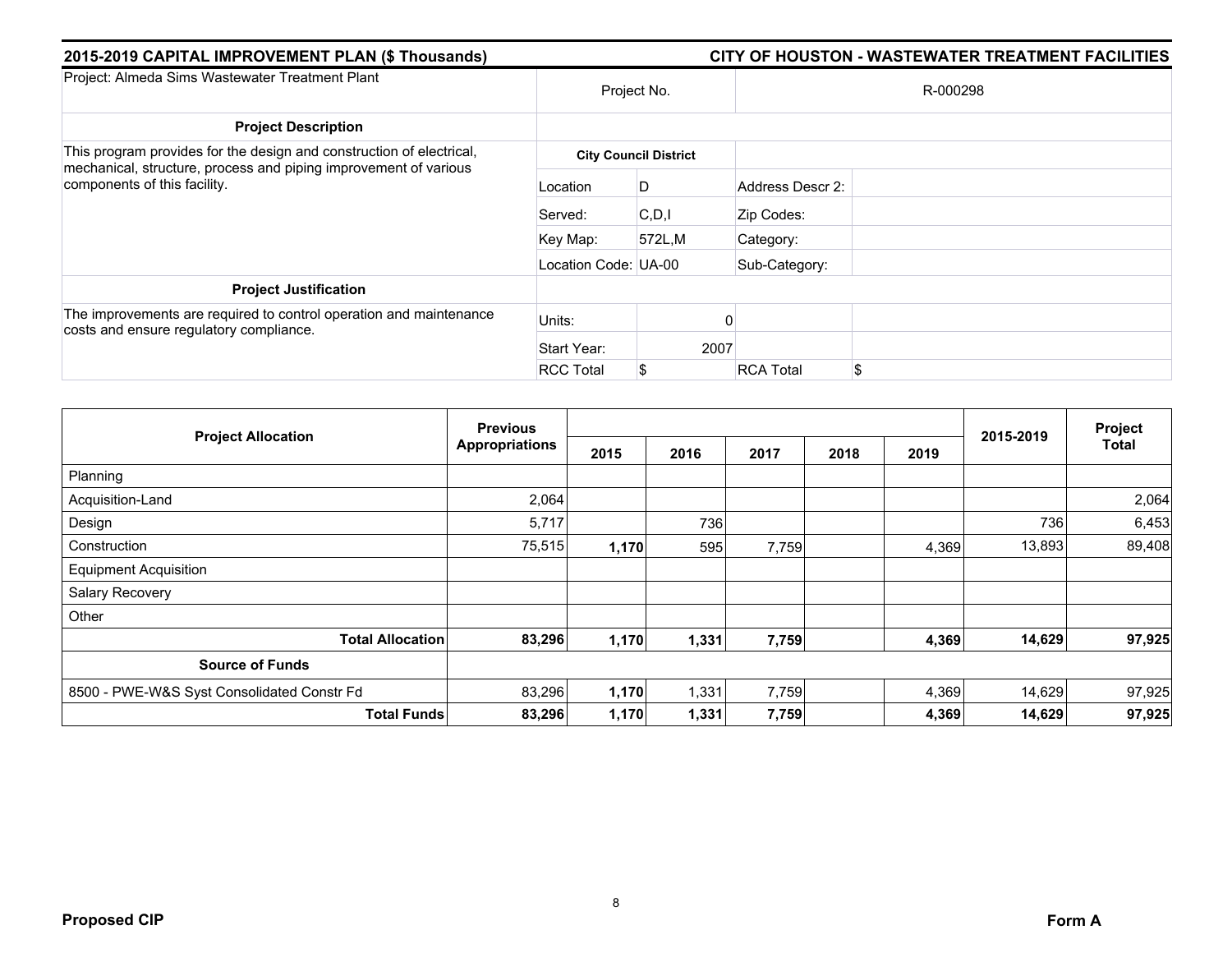## 2015-2019 CAPITAL IMPROVEMENT PLAN ($ Thousands) — CITY OF HOUSTON - WASTEWATER TREATMENT FACILITIES

| Project: Almeda Sims Wastewater Treatment Plant | Project No. | | R-000298 | |
|---|---|---|---|---|
| **Project Description** | | | | |
| This program provides for the design and construction of electrical, mechanical, structure, process and piping improvement of various components of this facility. | **City Council District** | | | |
| | Location | D | Address Descr 2: | |
| | Served: | C,D,I | Zip Codes: | |
| | Key Map: | 572L,M | Category: | |
| | Location Code: | UA-00 | Sub-Category: | |
| **Project Justification** | | | | |
| The improvements are required to control operation and maintenance costs and ensure regulatory compliance. | Units: | 0 | | |
| | Start Year: | 2007 | | |
| | RCC Total | $ | RCA Total | $ |

| Project Allocation | Previous Appropriations | 2015 | 2016 | 2017 | 2018 | 2019 | 2015-2019 | Project Total |
|---|---|---|---|---|---|---|---|---|
| Planning | | | | | | | | |
| Acquisition-Land | 2,064 | | | | | | | 2,064 |
| Design | 5,717 | | 736 | | | | 736 | 6,453 |
| Construction | 75,515 | **1,170** | 595 | 7,759 | | 4,369 | 13,893 | 89,408 |
| Equipment Acquisition | | | | | | | | |
| Salary Recovery | | | | | | | | |
| Other | | | | | | | | |
| **Total Allocation** | **83,296** | **1,170** | **1,331** | **7,759** | | **4,369** | **14,629** | **97,925** |
| **Source of Funds** | | | | | | | | |
| 8500 - PWE-W&S Syst Consolidated Constr Fd | 83,296 | **1,170** | 1,331 | 7,759 | | 4,369 | 14,629 | 97,925 |
| **Total Funds** | **83,296** | **1,170** | **1,331** | **7,759** | | **4,369** | **14,629** | **97,925** |

**Proposed CIP** — **Form A**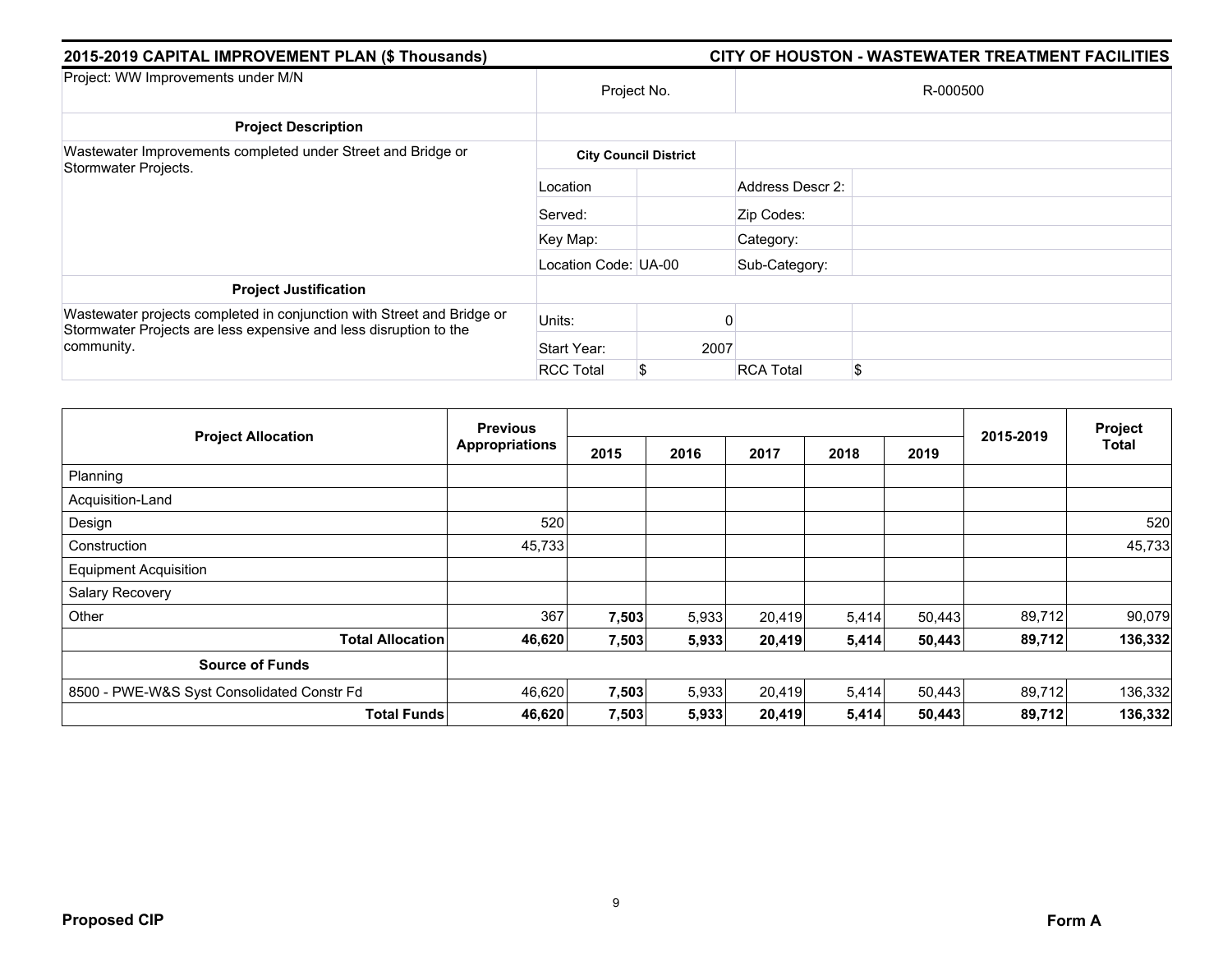## 2015-2019 CAPITAL IMPROVEMENT PLAN ($ Thousands)

## CITY OF HOUSTON - WASTEWATER TREATMENT FACILITIES

| Project: WW Improvements under M/N | Project No. | | R-000500 | |
|---|---|---|---|---|
| **Project Description** | | | | |
| Wastewater Improvements completed under Street and Bridge or Stormwater Projects. | **City Council District** | | | |
| | Location | | Address Descr 2: | |
| | Served: | | Zip Codes: | |
| | Key Map: | | Category: | |
| | Location Code: | UA-00 | Sub-Category: | |
| **Project Justification** | | | | |
| Wastewater projects completed in conjunction with Street and Bridge or Stormwater Projects are less expensive and less disruption to the community. | Units: | 0 | | |
| | Start Year: | 2007 | | |
| | RCC Total | $ | RCA Total | $ |

| Project Allocation | Previous Appropriations | 2015 | 2016 | 2017 | 2018 | 2019 | 2015-2019 | Project Total |
|---|---|---|---|---|---|---|---|---|
| Planning | | | | | | | | |
| Acquisition-Land | | | | | | | | |
| Design | 520 | | | | | | | 520 |
| Construction | 45,733 | | | | | | | 45,733 |
| Equipment Acquisition | | | | | | | | |
| Salary Recovery | | | | | | | | |
| Other | 367 | **7,503** | 5,933 | 20,419 | 5,414 | 50,443 | 89,712 | 90,079 |
| **Total Allocation** | **46,620** | **7,503** | **5,933** | **20,419** | **5,414** | **50,443** | **89,712** | **136,332** |
| **Source of Funds** | | | | | | | | |
| 8500 - PWE-W&S Syst Consolidated Constr Fd | 46,620 | **7,503** | 5,933 | 20,419 | 5,414 | 50,443 | 89,712 | 136,332 |
| **Total Funds** | **46,620** | **7,503** | **5,933** | **20,419** | **5,414** | **50,443** | **89,712** | **136,332** |

**Proposed CIP** **Form A**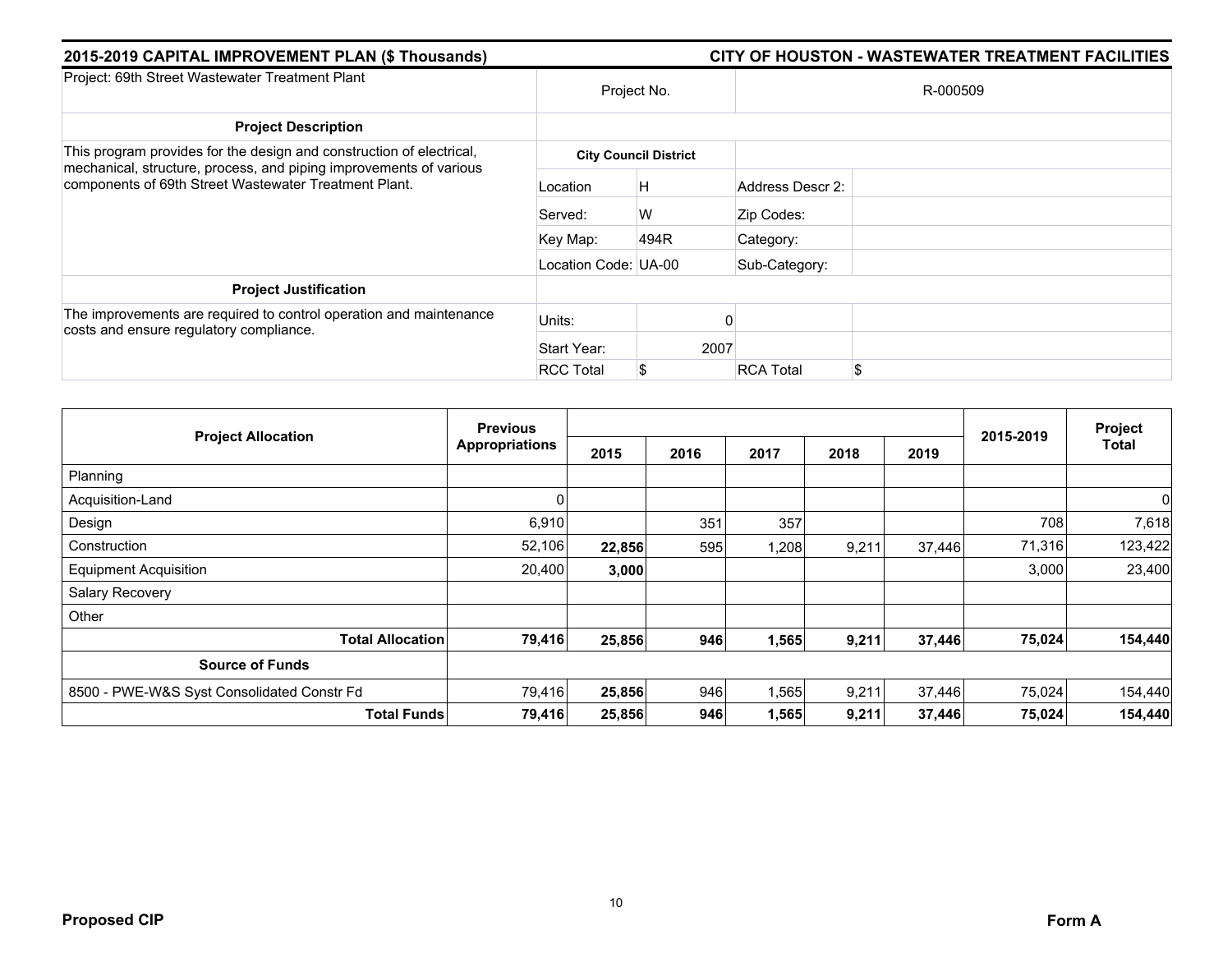## 2015-2019 CAPITAL IMPROVEMENT PLAN ($ Thousands) — CITY OF HOUSTON - WASTEWATER TREATMENT FACILITIES

| Project: 69th Street Wastewater Treatment Plant | Project No. | | R-000509 | |
|---|---|---|---|---|
| **Project Description** | | | | |
| This program provides for the design and construction of electrical, mechanical, structure, process, and piping improvements of various components of 69th Street Wastewater Treatment Plant. | **City Council District** | | | |
| | Location | H | Address Descr 2: | |
| | Served: | W | Zip Codes: | |
| | Key Map: | 494R | Category: | |
| | Location Code: | UA-00 | Sub-Category: | |
| **Project Justification** | | | | |
| The improvements are required to control operation and maintenance costs and ensure regulatory compliance. | Units: | 0 | | |
| | Start Year: | 2007 | | |
| | RCC Total | $ | RCA Total | $ |

| Project Allocation | Previous Appropriations | 2015 | 2016 | 2017 | 2018 | 2019 | 2015-2019 | Project Total |
|---|---|---|---|---|---|---|---|---|
| Planning | | | | | | | | |
| Acquisition-Land | 0 | | | | | | | 0 |
| Design | 6,910 | | 351 | 357 | | | 708 | 7,618 |
| Construction | 52,106 | **22,856** | 595 | 1,208 | 9,211 | 37,446 | 71,316 | 123,422 |
| Equipment Acquisition | 20,400 | **3,000** | | | | | 3,000 | 23,400 |
| Salary Recovery | | | | | | | | |
| Other | | | | | | | | |
| **Total Allocation** | **79,416** | **25,856** | **946** | **1,565** | **9,211** | **37,446** | **75,024** | **154,440** |
| **Source of Funds** | | | | | | | | |
| 8500 - PWE-W&S Syst Consolidated Constr Fd | 79,416 | **25,856** | 946 | 1,565 | 9,211 | 37,446 | 75,024 | 154,440 |
| **Total Funds** | **79,416** | **25,856** | **946** | **1,565** | **9,211** | **37,446** | **75,024** | **154,440** |

**Proposed CIP** — **Form A**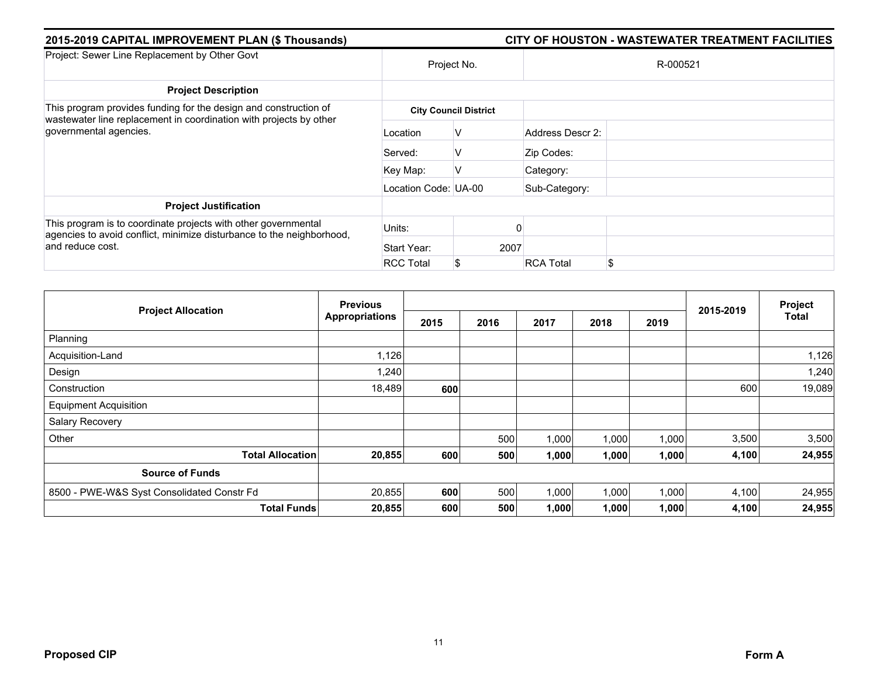**2015-2019 CAPITAL IMPROVEMENT PLAN ($ Thousands)** | **CITY OF HOUSTON - WASTEWATER TREATMENT FACILITIES**

| Project: Sewer Line Replacement by Other Govt | Project No. | | R-000521 | |
|---|---|---|---|---|
| **Project Description** | | | | |
| This program provides funding for the design and construction of wastewater line replacement in coordination with projects by other governmental agencies. | **City Council District** | | | |
| | Location | V | Address Descr 2: | |
| | Served: | V | Zip Codes: | |
| | Key Map: | V | Category: | |
| | Location Code: | UA-00 | Sub-Category: | |
| **Project Justification** | | | | |
| This program is to coordinate projects with other governmental agencies to avoid conflict, minimize disturbance to the neighborhood, and reduce cost. | Units: | 0 | | |
| | Start Year: | 2007 | | |
| | RCC Total | $ | RCA Total | $ |

| Project Allocation | Previous Appropriations | 2015 | 2016 | 2017 | 2018 | 2019 | 2015-2019 | Project Total |
|---|---|---|---|---|---|---|---|---|
| Planning | | | | | | | | |
| Acquisition-Land | 1,126 | | | | | | | 1,126 |
| Design | 1,240 | | | | | | | 1,240 |
| Construction | 18,489 | **600** | | | | | 600 | 19,089 |
| Equipment Acquisition | | | | | | | | |
| Salary Recovery | | | | | | | | |
| Other | | | 500 | 1,000 | 1,000 | 1,000 | 3,500 | 3,500 |
| **Total Allocation** | **20,855** | **600** | **500** | **1,000** | **1,000** | **1,000** | **4,100** | **24,955** |
| **Source of Funds** | | | | | | | | |
| 8500 - PWE-W&S Syst Consolidated Constr Fd | 20,855 | **600** | 500 | 1,000 | 1,000 | 1,000 | 4,100 | 24,955 |
| **Total Funds** | **20,855** | **600** | **500** | **1,000** | **1,000** | **1,000** | **4,100** | **24,955** |

**Proposed CIP** | **Form A**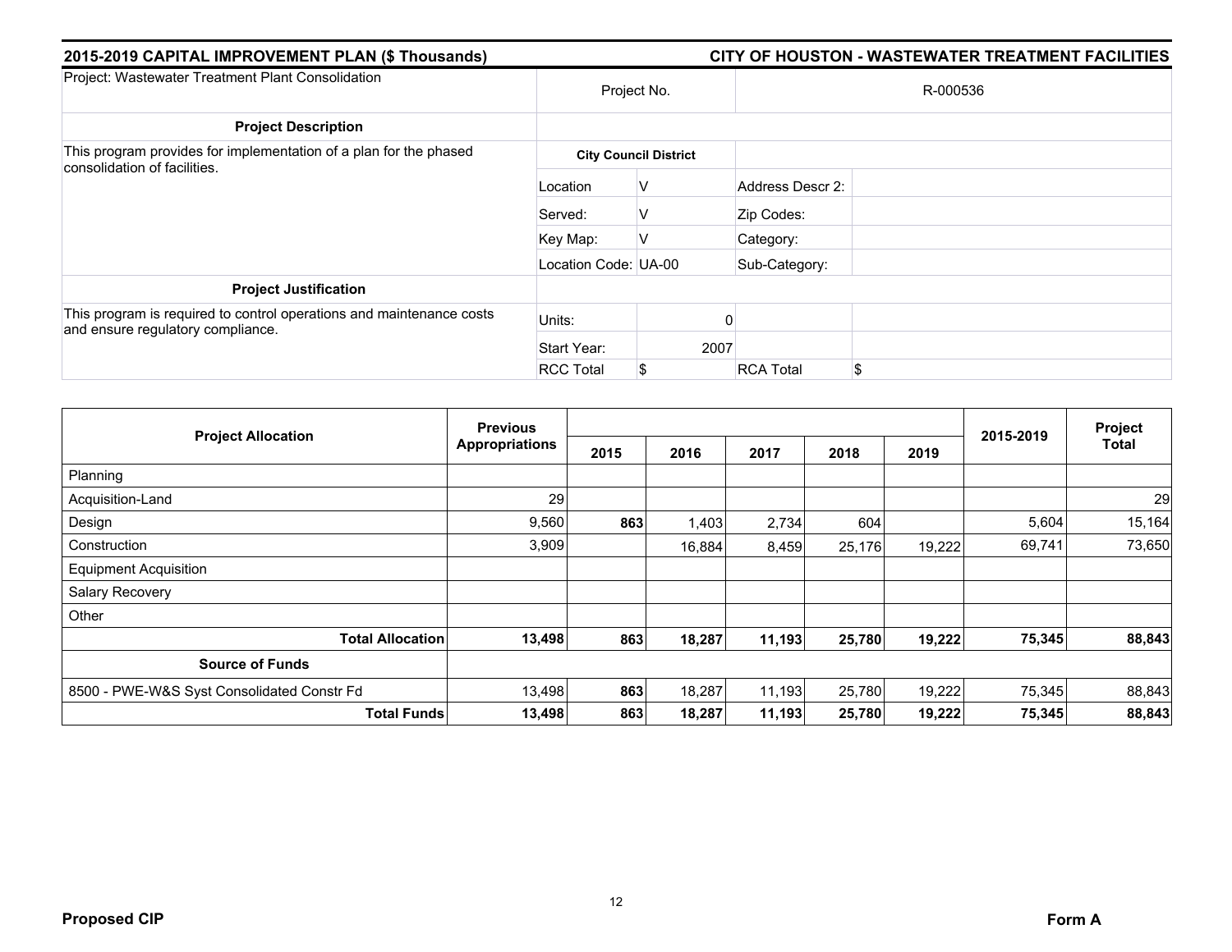**2015-2019 CAPITAL IMPROVEMENT PLAN ($ Thousands)** — **CITY OF HOUSTON - WASTEWATER TREATMENT FACILITIES**

| Project: Wastewater Treatment Plant Consolidation | Project No. | | R-000536 | |
|---|---|---|---|---|
| **Project Description** | | | | |
| This program provides for implementation of a plan for the phased consolidation of facilities. | **City Council District** | | | |
| | Location | V | Address Descr 2: | |
| | Served: | V | Zip Codes: | |
| | Key Map: | V | Category: | |
| | Location Code: | UA-00 | Sub-Category: | |
| **Project Justification** | | | | |
| This program is required to control operations and maintenance costs and ensure regulatory compliance. | Units: | 0 | | |
| | Start Year: | 2007 | | |
| | RCC Total | $ | RCA Total | $ |

| Project Allocation | Previous Appropriations | 2015 | 2016 | 2017 | 2018 | 2019 | 2015-2019 | Project Total |
|---|---|---|---|---|---|---|---|---|
| Planning | | | | | | | | |
| Acquisition-Land | 29 | | | | | | | 29 |
| Design | 9,560 | **863** | 1,403 | 2,734 | 604 | | 5,604 | 15,164 |
| Construction | 3,909 | | 16,884 | 8,459 | 25,176 | 19,222 | 69,741 | 73,650 |
| Equipment Acquisition | | | | | | | | |
| Salary Recovery | | | | | | | | |
| Other | | | | | | | | |
| **Total Allocation** | **13,498** | **863** | **18,287** | **11,193** | **25,780** | **19,222** | **75,345** | **88,843** |
| **Source of Funds** | | | | | | | | |
| 8500 - PWE-W&S Syst Consolidated Constr Fd | 13,498 | **863** | 18,287 | 11,193 | 25,780 | 19,222 | 75,345 | 88,843 |
| **Total Funds** | **13,498** | **863** | **18,287** | **11,193** | **25,780** | **19,222** | **75,345** | **88,843** |

**Proposed CIP** **Form A**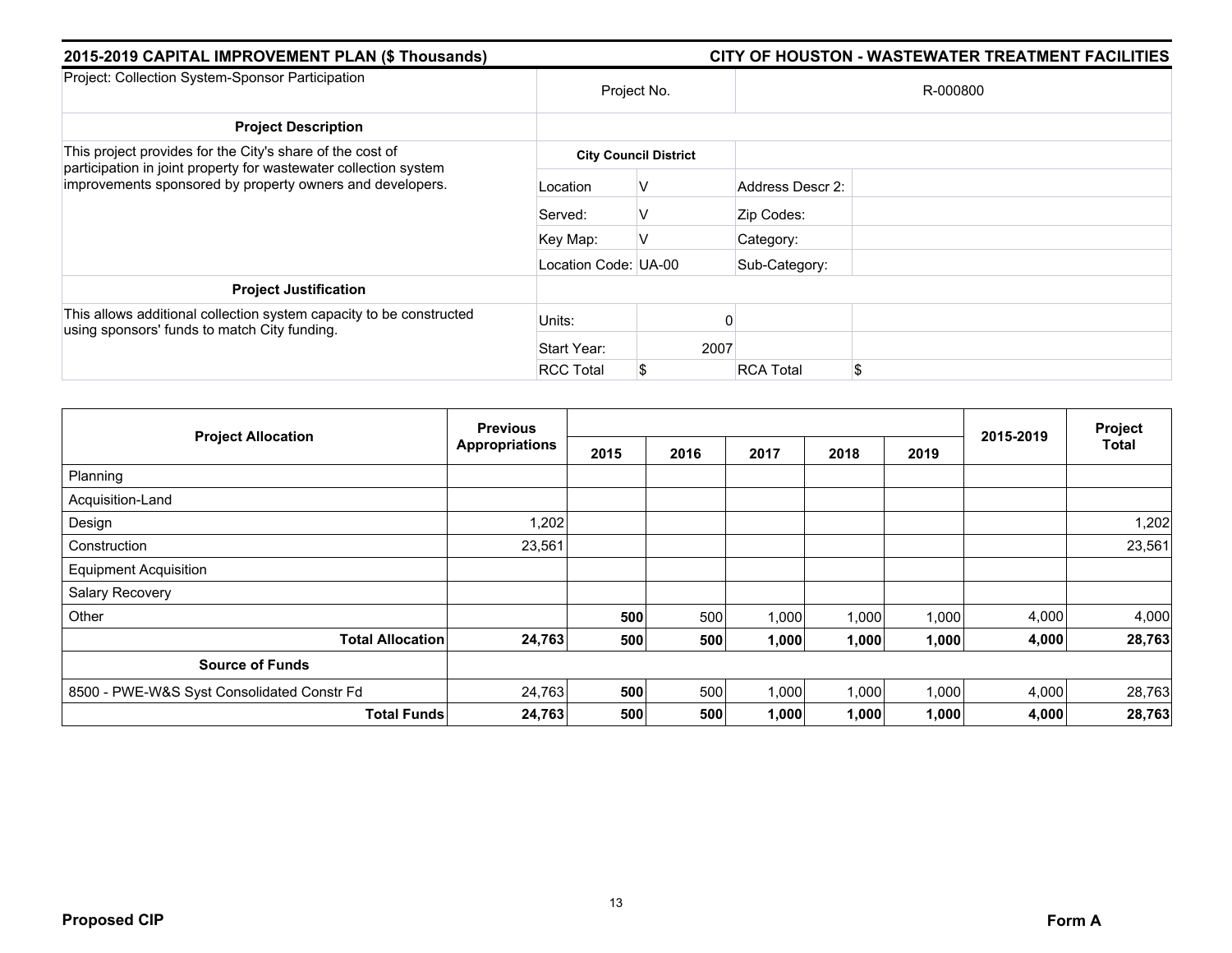## 2015-2019 CAPITAL IMPROVEMENT PLAN ($ Thousands) — CITY OF HOUSTON - WASTEWATER TREATMENT FACILITIES

| Project: Collection System-Sponsor Participation | Project No. | | R-000800 | |
|---|---|---|---|---|
| **Project Description** | | | | |
| This project provides for the City's share of the cost of participation in joint property for wastewater collection system improvements sponsored by property owners and developers. | **City Council District** | | | |
| | Location | V | Address Descr 2: | |
| | Served: | V | Zip Codes: | |
| | Key Map: | V | Category: | |
| | Location Code: | UA-00 | Sub-Category: | |
| **Project Justification** | | | | |
| This allows additional collection system capacity to be constructed using sponsors' funds to match City funding. | Units: | 0 | | |
| | Start Year: | 2007 | | |
| | RCC Total | $ | RCA Total | $ |

| Project Allocation | Previous Appropriations | 2015 | 2016 | 2017 | 2018 | 2019 | 2015-2019 | Project Total |
|---|---|---|---|---|---|---|---|---|
| Planning | | | | | | | | |
| Acquisition-Land | | | | | | | | |
| Design | 1,202 | | | | | | | 1,202 |
| Construction | 23,561 | | | | | | | 23,561 |
| Equipment Acquisition | | | | | | | | |
| Salary Recovery | | | | | | | | |
| Other | | **500** | 500 | 1,000 | 1,000 | 1,000 | 4,000 | 4,000 |
| **Total Allocation** | **24,763** | **500** | **500** | **1,000** | **1,000** | **1,000** | **4,000** | **28,763** |
| **Source of Funds** | | | | | | | | |
| 8500 - PWE-W&S Syst Consolidated Constr Fd | 24,763 | **500** | 500 | 1,000 | 1,000 | 1,000 | 4,000 | 28,763 |
| **Total Funds** | **24,763** | **500** | **500** | **1,000** | **1,000** | **1,000** | **4,000** | **28,763** |

**Proposed CIP** — **Form A**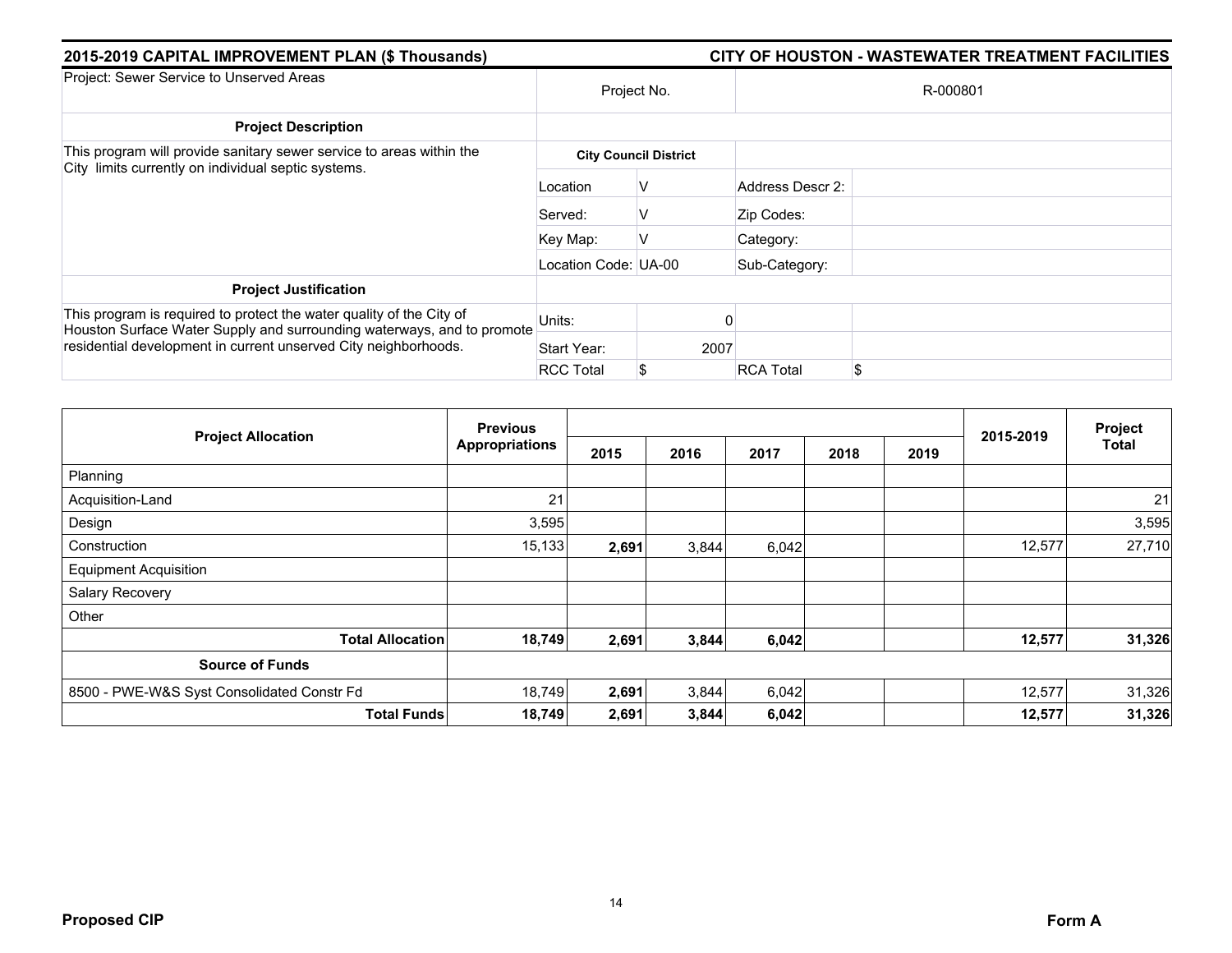## 2015-2019 CAPITAL IMPROVEMENT PLAN ($ Thousands)

## CITY OF HOUSTON - WASTEWATER TREATMENT FACILITIES

| Project: Sewer Service to Unserved Areas | Project No. | | R-000801 | |
|---|---|---|---|---|
| **Project Description** | | | | |
| This program will provide sanitary sewer service to areas within the City limits currently on individual septic systems. | **City Council District** | | | |
| | Location | V | Address Descr 2: | |
| | Served: | V | Zip Codes: | |
| | Key Map: | V | Category: | |
| | Location Code: | UA-00 | Sub-Category: | |
| **Project Justification** | | | | |
| This program is required to protect the water quality of the City of Houston Surface Water Supply and surrounding waterways, and to promote residential development in current unserved City neighborhoods. | Units: | 0 | | |
| | Start Year: | 2007 | | |
| | RCC Total | $ | RCA Total | $ |

| Project Allocation | Previous Appropriations | 2015 | 2016 | 2017 | 2018 | 2019 | 2015-2019 | Project Total |
|---|---|---|---|---|---|---|---|---|
| Planning | | | | | | | | |
| Acquisition-Land | 21 | | | | | | | 21 |
| Design | 3,595 | | | | | | | 3,595 |
| Construction | 15,133 | **2,691** | 3,844 | 6,042 | | | 12,577 | 27,710 |
| Equipment Acquisition | | | | | | | | |
| Salary Recovery | | | | | | | | |
| Other | | | | | | | | |
| **Total Allocation** | **18,749** | **2,691** | **3,844** | **6,042** | | | **12,577** | **31,326** |
| **Source of Funds** | | | | | | | | |
| 8500 - PWE-W&S Syst Consolidated Constr Fd | 18,749 | **2,691** | 3,844 | 6,042 | | | 12,577 | 31,326 |
| **Total Funds** | **18,749** | **2,691** | **3,844** | **6,042** | | | **12,577** | **31,326** |

**Proposed CIP** **Form A**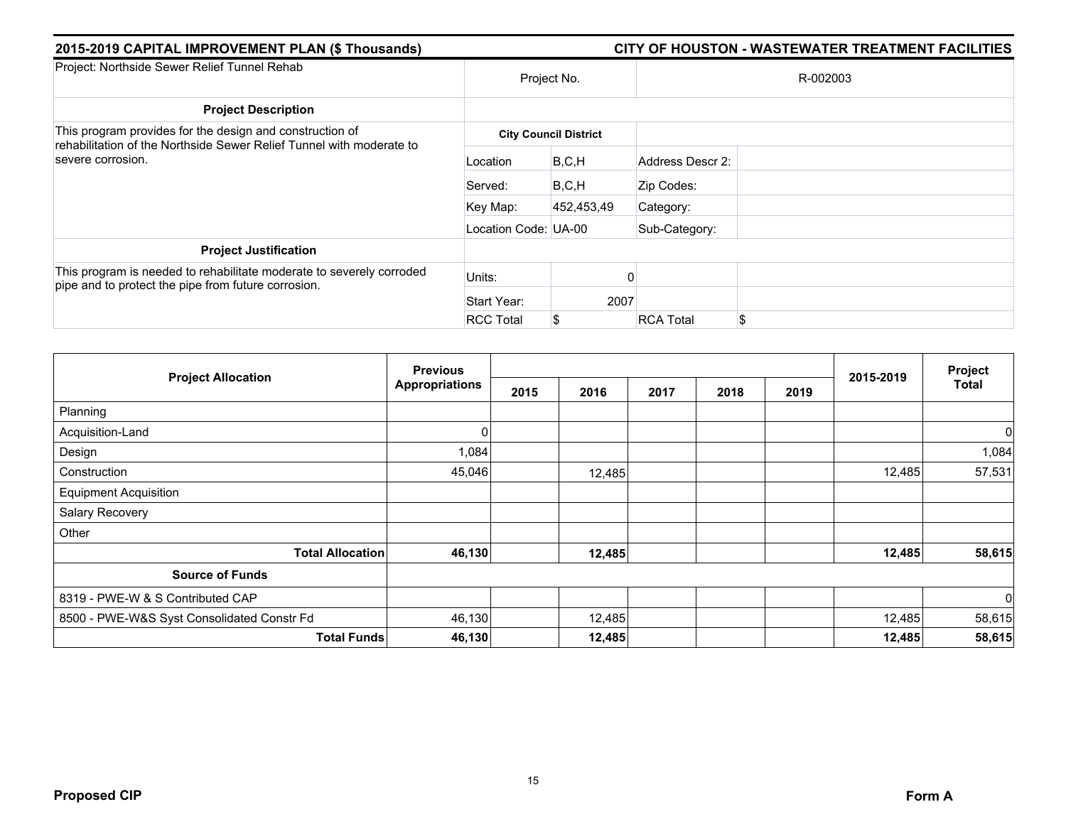**2015-2019 CAPITAL IMPROVEMENT PLAN ($ Thousands)** **CITY OF HOUSTON - WASTEWATER TREATMENT FACILITIES**

| Project: Northside Sewer Relief Tunnel Rehab | Project No. | | R-002003 | |
|---|---|---|---|---|
| **Project Description** | | | | |
| This program provides for the design and construction of rehabilitation of the Northside Sewer Relief Tunnel with moderate to severe corrosion. | **City Council District** | | | |
| | Location | B,C,H | Address Descr 2: | |
| | Served: | B,C,H | Zip Codes: | |
| | Key Map: | 452,453,49 | Category: | |
| | Location Code: | UA-00 | Sub-Category: | |
| **Project Justification** | | | | |
| This program is needed to rehabilitate moderate to severely corroded pipe and to protect the pipe from future corrosion. | Units: | 0 | | |
| | Start Year: | 2007 | | |
| | RCC Total | $ | RCA Total | $ |

| Project Allocation | Previous Appropriations | 2015 | 2016 | 2017 | 2018 | 2019 | 2015-2019 | Project Total |
|---|---|---|---|---|---|---|---|---|
| Planning | | | | | | | | |
| Acquisition-Land | 0 | | | | | | | 0 |
| Design | 1,084 | | | | | | | 1,084 |
| Construction | 45,046 | | 12,485 | | | | 12,485 | 57,531 |
| Equipment Acquisition | | | | | | | | |
| Salary Recovery | | | | | | | | |
| Other | | | | | | | | |
| **Total Allocation** | **46,130** | | **12,485** | | | | **12,485** | **58,615** |
| **Source of Funds** | | | | | | | | |
| 8319 - PWE-W & S Contributed CAP | | | | | | | | 0 |
| 8500 - PWE-W&S Syst Consolidated Constr Fd | 46,130 | | 12,485 | | | | 12,485 | 58,615 |
| **Total Funds** | **46,130** | | **12,485** | | | | **12,485** | **58,615** |

**Proposed CIP** **Form A**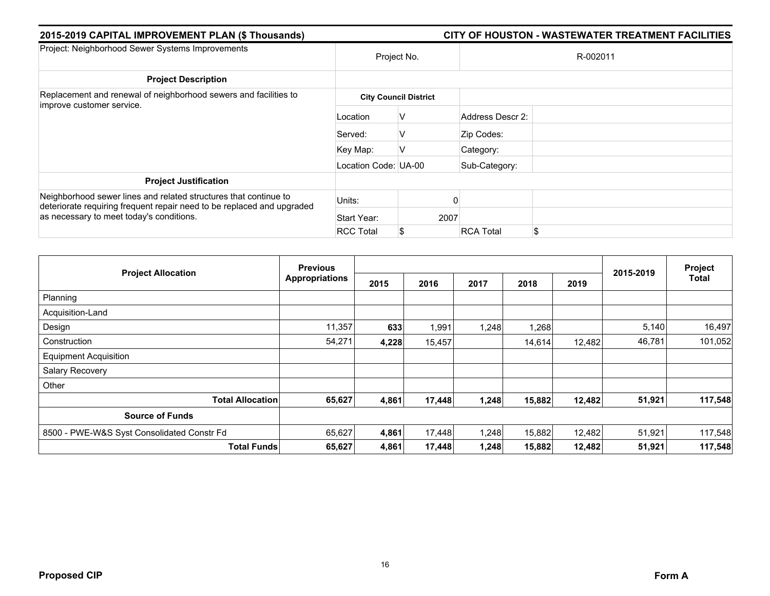## 2015-2019 CAPITAL IMPROVEMENT PLAN ($ Thousands)

## CITY OF HOUSTON - WASTEWATER TREATMENT FACILITIES

| Project: Neighborhood Sewer Systems Improvements | Project No. | | R-002011 | |
|---|---|---|---|---|
| **Project Description** | | | | |
| Replacement and renewal of neighborhood sewers and facilities to improve customer service. | **City Council District** | | | |
| | Location | V | Address Descr 2: | |
| | Served: | V | Zip Codes: | |
| | Key Map: | V | Category: | |
| | Location Code: | UA-00 | Sub-Category: | |
| **Project Justification** | | | | |
| Neighborhood sewer lines and related structures that continue to deteriorate requiring frequent repair need to be replaced and upgraded as necessary to meet today's conditions. | Units: | 0 | | |
| | Start Year: | 2007 | | |
| | RCC Total | $ | RCA Total | $ |

| Project Allocation | Previous Appropriations | 2015 | 2016 | 2017 | 2018 | 2019 | 2015-2019 | Project Total |
|---|---|---|---|---|---|---|---|---|
| Planning | | | | | | | | |
| Acquisition-Land | | | | | | | | |
| Design | 11,357 | **633** | 1,991 | 1,248 | 1,268 | | 5,140 | 16,497 |
| Construction | 54,271 | **4,228** | 15,457 | | 14,614 | 12,482 | 46,781 | 101,052 |
| Equipment Acquisition | | | | | | | | |
| Salary Recovery | | | | | | | | |
| Other | | | | | | | | |
| **Total Allocation** | **65,627** | **4,861** | **17,448** | **1,248** | **15,882** | **12,482** | **51,921** | **117,548** |
| **Source of Funds** | | | | | | | | |
| 8500 - PWE-W&S Syst Consolidated Constr Fd | 65,627 | **4,861** | 17,448 | 1,248 | 15,882 | 12,482 | 51,921 | 117,548 |
| **Total Funds** | **65,627** | **4,861** | **17,448** | **1,248** | **15,882** | **12,482** | **51,921** | **117,548** |

**Proposed CIP** **Form A**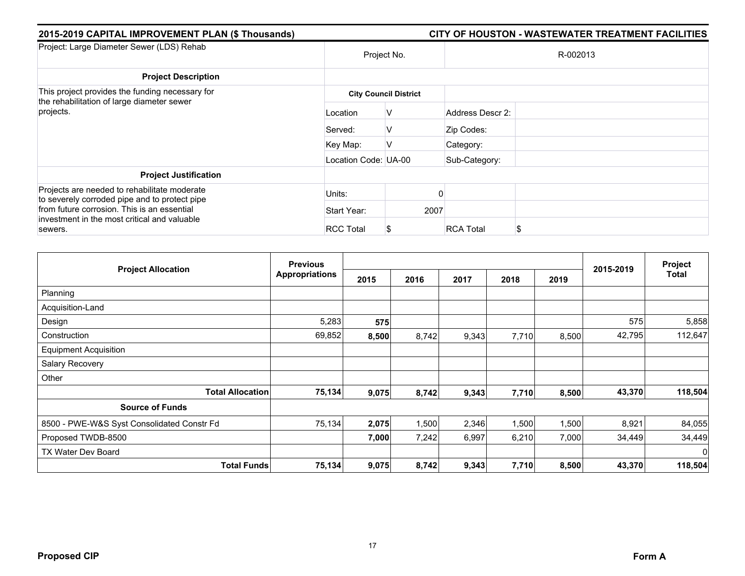## 2015-2019 CAPITAL IMPROVEMENT PLAN ($ Thousands) — CITY OF HOUSTON - WASTEWATER TREATMENT FACILITIES

| Project: Large Diameter Sewer (LDS) Rehab | Project No. | | R-002013 | |
|---|---|---|---|---|
| **Project Description** | | | | |
| This project provides the funding necessary for the rehabilitation of large diameter sewer projects. | **City Council District** | | | |
| | Location | V | Address Descr 2: | |
| | Served: | V | Zip Codes: | |
| | Key Map: | V | Category: | |
| | Location Code: | UA-00 | Sub-Category: | |
| **Project Justification** | | | | |
| Projects are needed to rehabilitate moderate to severely corroded pipe and to protect pipe from future corrosion. This is an essential investment in the most critical and valuable sewers. | Units: | 0 | | |
| | Start Year: | 2007 | | |
| | RCC Total | $ | RCA Total | $ |

| Project Allocation | Previous Appropriations | 2015 | 2016 | 2017 | 2018 | 2019 | 2015-2019 | Project Total |
|---|---|---|---|---|---|---|---|---|
| Planning | | | | | | | | |
| Acquisition-Land | | | | | | | | |
| Design | 5,283 | **575** | | | | | 575 | 5,858 |
| Construction | 69,852 | **8,500** | 8,742 | 9,343 | 7,710 | 8,500 | 42,795 | 112,647 |
| Equipment Acquisition | | | | | | | | |
| Salary Recovery | | | | | | | | |
| Other | | | | | | | | |
| **Total Allocation** | **75,134** | **9,075** | **8,742** | **9,343** | **7,710** | **8,500** | **43,370** | **118,504** |
| **Source of Funds** | | | | | | | | |
| 8500 - PWE-W&S Syst Consolidated Constr Fd | 75,134 | **2,075** | 1,500 | 2,346 | 1,500 | 1,500 | 8,921 | 84,055 |
| Proposed TWDB-8500 | | **7,000** | 7,242 | 6,997 | 6,210 | 7,000 | 34,449 | 34,449 |
| TX Water Dev Board | | | | | | | | 0 |
| **Total Funds** | **75,134** | **9,075** | **8,742** | **9,343** | **7,710** | **8,500** | **43,370** | **118,504** |

**Proposed CIP** **Form A**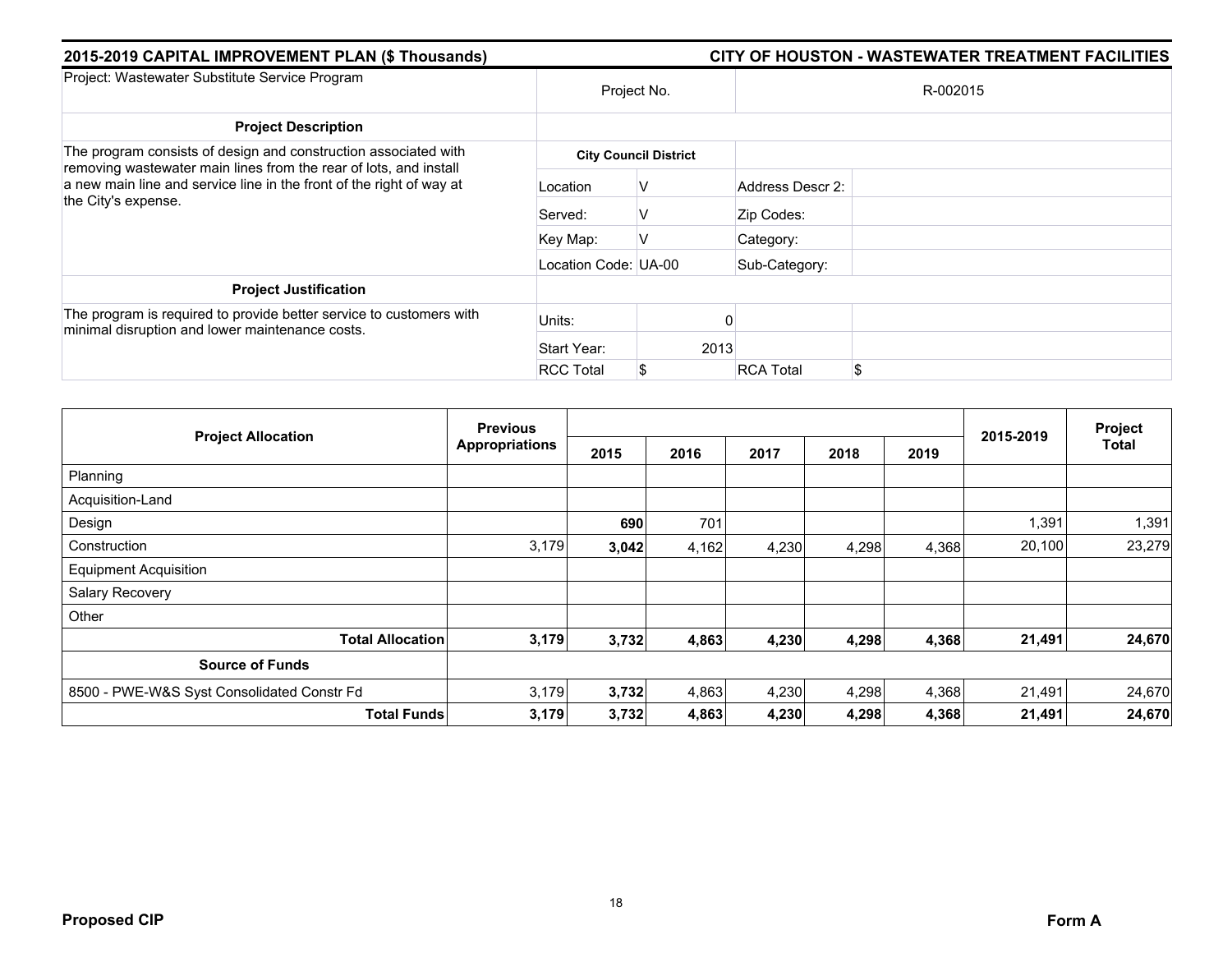**2015-2019 CAPITAL IMPROVEMENT PLAN ($ Thousands)** | **CITY OF HOUSTON - WASTEWATER TREATMENT FACILITIES**

| | | | | |
|---|---|---|---|---|
| Project: Wastewater Substitute Service Program | Project No. | | R-002015 | |
| **Project Description** | | | | |
| The program consists of design and construction associated with removing wastewater main lines from the rear of lots, and install a new main line and service line in the front of the right of way at the City's expense. | **City Council District** | | | |
| | Location | V | Address Descr 2: | |
| | Served: | V | Zip Codes: | |
| | Key Map: | V | Category: | |
| | Location Code: | UA-00 | Sub-Category: | |
| **Project Justification** | | | | |
| The program is required to provide better service to customers with minimal disruption and lower maintenance costs. | Units: | 0 | | |
| | Start Year: | 2013 | | |
| | RCC Total | $ | RCA Total | $ |

| Project Allocation | Previous Appropriations | 2015 | 2016 | 2017 | 2018 | 2019 | 2015-2019 | Project Total |
|---|---|---|---|---|---|---|---|---|
| Planning | | | | | | | | |
| Acquisition-Land | | | | | | | | |
| Design | | **690** | 701 | | | | 1,391 | 1,391 |
| Construction | 3,179 | **3,042** | 4,162 | 4,230 | 4,298 | 4,368 | 20,100 | 23,279 |
| Equipment Acquisition | | | | | | | | |
| Salary Recovery | | | | | | | | |
| Other | | | | | | | | |
| **Total Allocation** | **3,179** | **3,732** | **4,863** | **4,230** | **4,298** | **4,368** | **21,491** | **24,670** |
| **Source of Funds** | | | | | | | | |
| 8500 - PWE-W&S Syst Consolidated Constr Fd | 3,179 | **3,732** | 4,863 | 4,230 | 4,298 | 4,368 | 21,491 | 24,670 |
| **Total Funds** | **3,179** | **3,732** | **4,863** | **4,230** | **4,298** | **4,368** | **21,491** | **24,670** |

**Proposed CIP** **Form A**